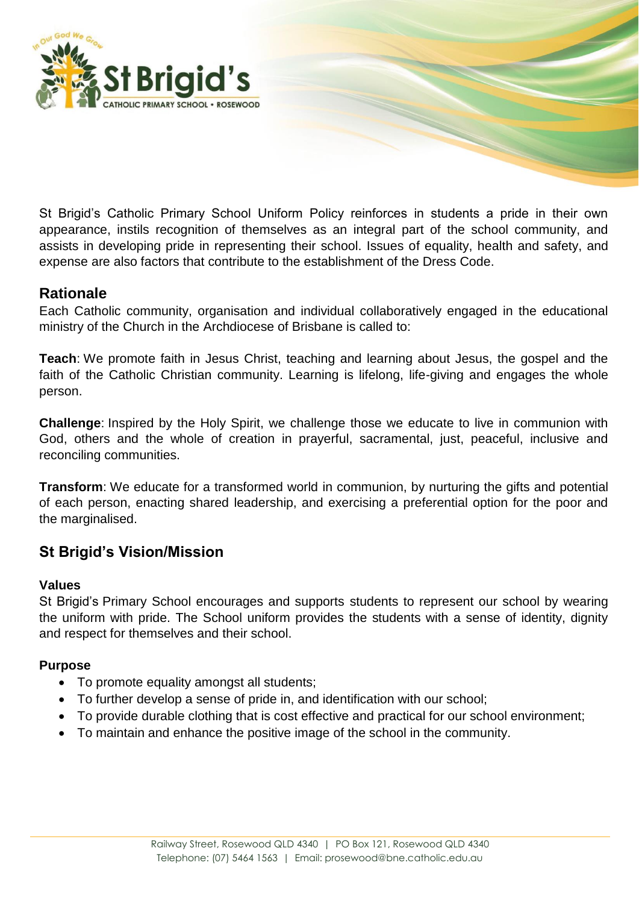St Brigid's Catholic Primary School Uniform Policy reinforces in students a pride in their own appearance, instils recognition of themselves as an integral part of the school community, and assists in developing pride in representing their school. Issues of equality, health and safety, and expense are also factors that contribute to the establishment of the Dress Code.

## Rationale

Each Catholic community, organisation and individual collaboratively engaged in the educational ministry of the Church in the Archdiocese of Brisbane is called to:

**Teach**: We promote faith in Jesus Christ, teaching and learning about Jesus, the gospel and the faith of the Catholic Christian community. Learning is lifelong, life-giving and engages the whole person.

**Challenge**: Inspired by the Holy Spirit, we challenge those we educate to live in communion with God, others and the whole of creation in prayerful, sacramental, just, peaceful, inclusive and reconciling communities.

**Transform**: We educate for a transformed world in communion, by nurturing the gifts and potential of each person, enacting shared leadership, and exercising a preferential option for the poor and the marginalised.

## St Brigid's Vision/Mission

### Values

St Brigid's Primary School encourages and supports students to represent our school by wearing the uniform with pride. The School uniform provides the students with a sense of identity, dignity and respect for themselves and their school.

### Purpose

- To promote equality amongst all students;
- To further develop a sense of pride in, and identification with our school;
- To provide durable clothing that is cost effective and practical for our school environment;
- To maintain and enhance the positive image of the school in the community.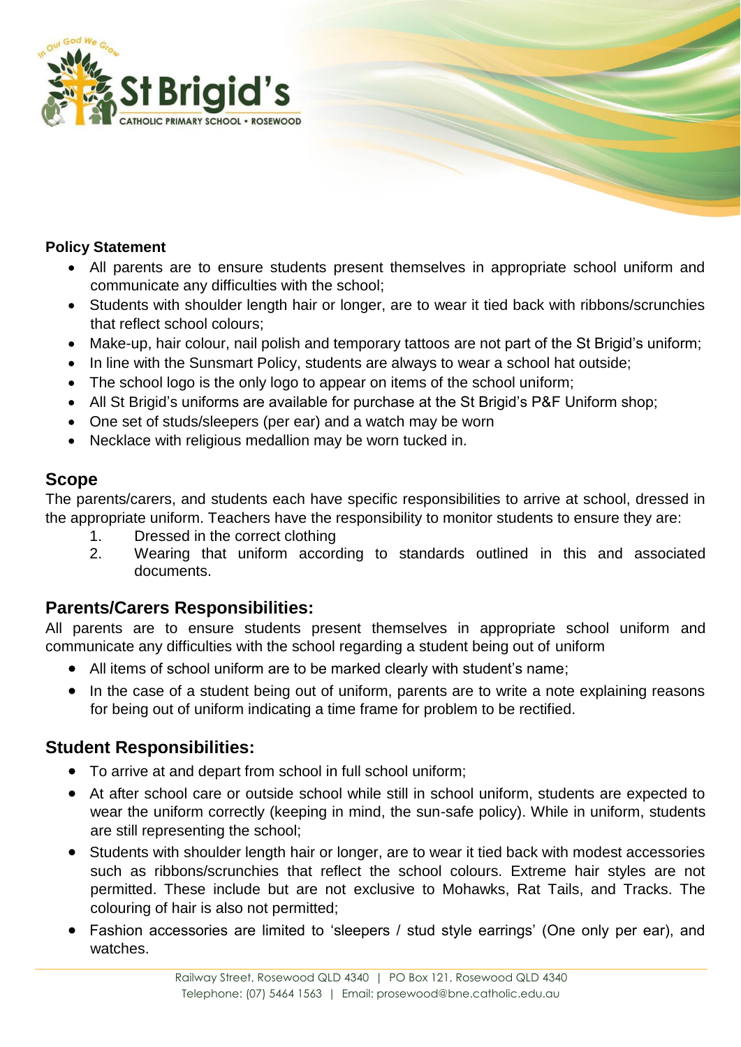**Policy Statement**

- All parents are to ensure students present themselves in appropriate school uniform and communicate any difficulties with the school;
- Students with shoulder length hair or longer, are to wear it tied back with ribbons/scrunchies that reflect school colours;
- Make-up, hair colour, nail polish and temporary tattoos are not part of the St Brigid's uniform;
- In line with the Sunsmart Policy, students are always to wear a school hat outside;
- The school logo is the only logo to appear on items of the school uniform;
- All St Brigid's uniforms are available for purchase at the St Brigid's P&F Uniform shop;
- One set of studs/sleepers (per ear) and a watch may be worn
- Necklace with religious medallion may be worn tucked in.

## Scope

The parents/carers, and students each have specific responsibilities to arrive at school, dressed in the appropriate uniform. Teachers have the responsibility to monitor students to ensure they are:

1. Dressed in the correct clothing
2. Wearing that uniform according to standards outlined in this and associated documents.

## Parents/Carers Responsibilities:

All parents are to ensure students present themselves in appropriate school uniform and communicate any difficulties with the school regarding a student being out of uniform

- All items of school uniform are to be marked clearly with student's name;
- In the case of a student being out of uniform, parents are to write a note explaining reasons for being out of uniform indicating a time frame for problem to be rectified.

## Student Responsibilities:

- To arrive at and depart from school in full school uniform;
- At after school care or outside school while still in school uniform, students are expected to wear the uniform correctly (keeping in mind, the sun-safe policy). While in uniform, students are still representing the school;
- Students with shoulder length hair or longer, are to wear it tied back with modest accessories such as ribbons/scrunchies that reflect the school colours. Extreme hair styles are not permitted. These include but are not exclusive to Mohawks, Rat Tails, and Tracks. The colouring of hair is also not permitted;
- Fashion accessories are limited to 'sleepers / stud style earrings' (One only per ear), and watches.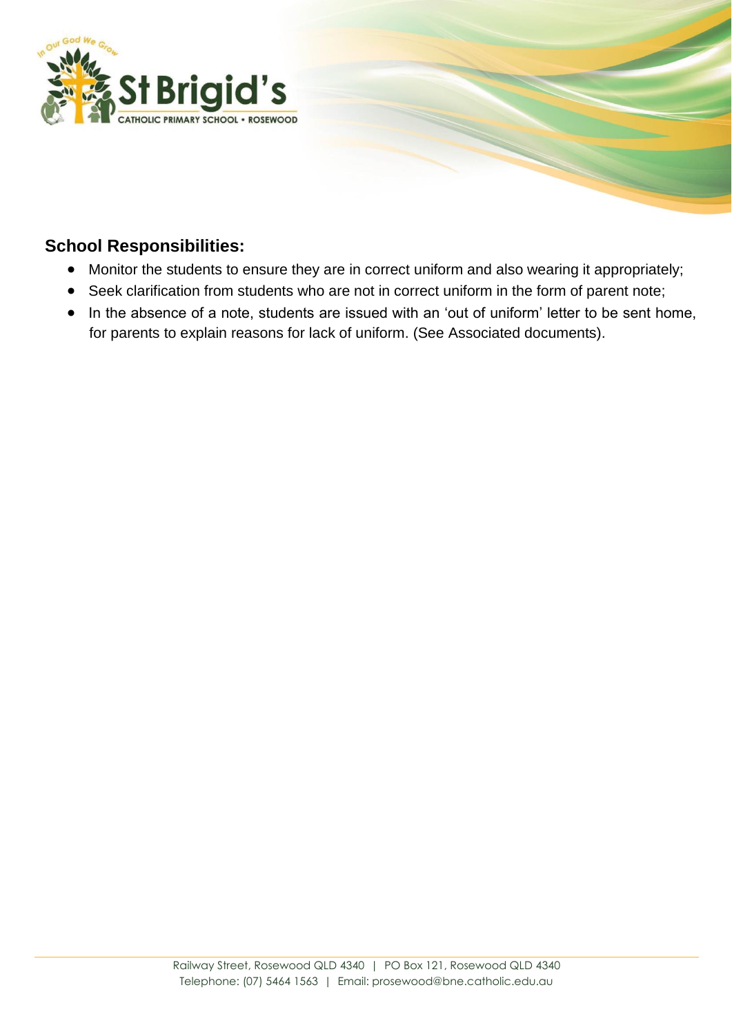## School Responsibilities:

- Monitor the students to ensure they are in correct uniform and also wearing it appropriately;
- Seek clarification from students who are not in correct uniform in the form of parent note;
- In the absence of a note, students are issued with an 'out of uniform' letter to be sent home, for parents to explain reasons for lack of uniform. (See Associated documents).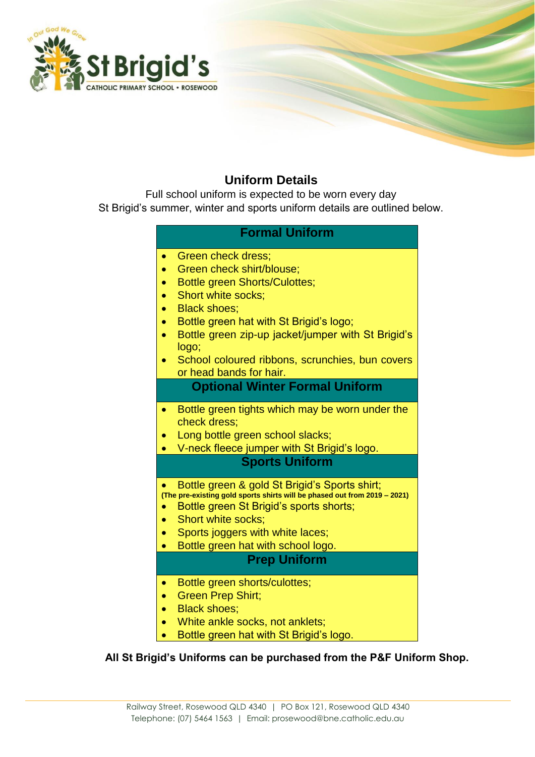St Brigid's
CATHOLIC PRIMARY SCHOOL • ROSEWOOD

## Uniform Details

Full school uniform is expected to be worn every day
St Brigid's summer, winter and sports uniform details are outlined below.

### Formal Uniform

- Green check dress;
- Green check shirt/blouse;
- Bottle green Shorts/Culottes;
- Short white socks;
- Black shoes;
- Bottle green hat with St Brigid's logo;
- Bottle green zip-up jacket/jumper with St Brigid's logo;
- School coloured ribbons, scrunchies, bun covers or head bands for hair.

### Optional Winter Formal Uniform

- Bottle green tights which may be worn under the check dress;
- Long bottle green school slacks;
- V-neck fleece jumper with St Brigid's logo.

### Sports Uniform

- Bottle green & gold St Brigid's Sports shirt;

**(The pre-existing gold sports shirts will be phased out from 2019 – 2021)**

- Bottle green St Brigid's sports shorts;
- Short white socks;
- Sports joggers with white laces;
- Bottle green hat with school logo.

### Prep Uniform

- Bottle green shorts/culottes;
- Green Prep Shirt;
- Black shoes;
- White ankle socks, not anklets;
- Bottle green hat with St Brigid's logo.

**All St Brigid's Uniforms can be purchased from the P&F Uniform Shop.**

Railway Street, Rosewood QLD 4340 | PO Box 121, Rosewood QLD 4340
Telephone: (07) 5464 1563 | Email: prosewood@bne.catholic.edu.au